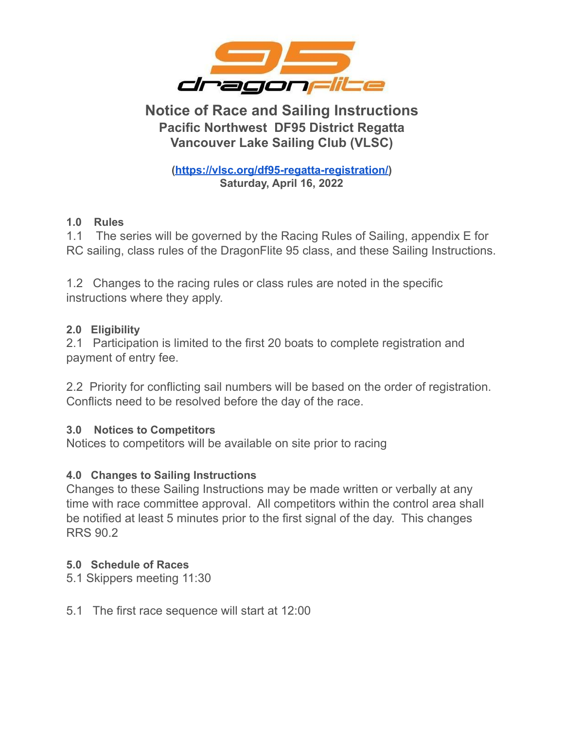# Notice of Race and Sailing Instructions

## Pacific Northwest DF95 District Regatta

## Vancouver Lake Sailing Club (VLSC)

**([https://vlsc.org/df95-regatta-registration/](https://vlsc.org/df95-regatta-registration/))**
**Saturday, April 16, 2022**

**1.0 Rules**

1.1 The series will be governed by the Racing Rules of Sailing, appendix E for RC sailing, class rules of the DragonFlite 95 class, and these Sailing Instructions.

1.2 Changes to the racing rules or class rules are noted in the specific instructions where they apply.

**2.0 Eligibility**

2.1 Participation is limited to the first 20 boats to complete registration and payment of entry fee.

2.2 Priority for conflicting sail numbers will be based on the order of registration. Conflicts need to be resolved before the day of the race.

**3.0 Notices to Competitors**

Notices to competitors will be available on site prior to racing

**4.0 Changes to Sailing Instructions**

Changes to these Sailing Instructions may be made written or verbally at any time with race committee approval. All competitors within the control area shall be notified at least 5 minutes prior to the first signal of the day. This changes RRS 90.2

**5.0 Schedule of Races**

5.1 Skippers meeting 11:30

5.1 The first race sequence will start at 12:00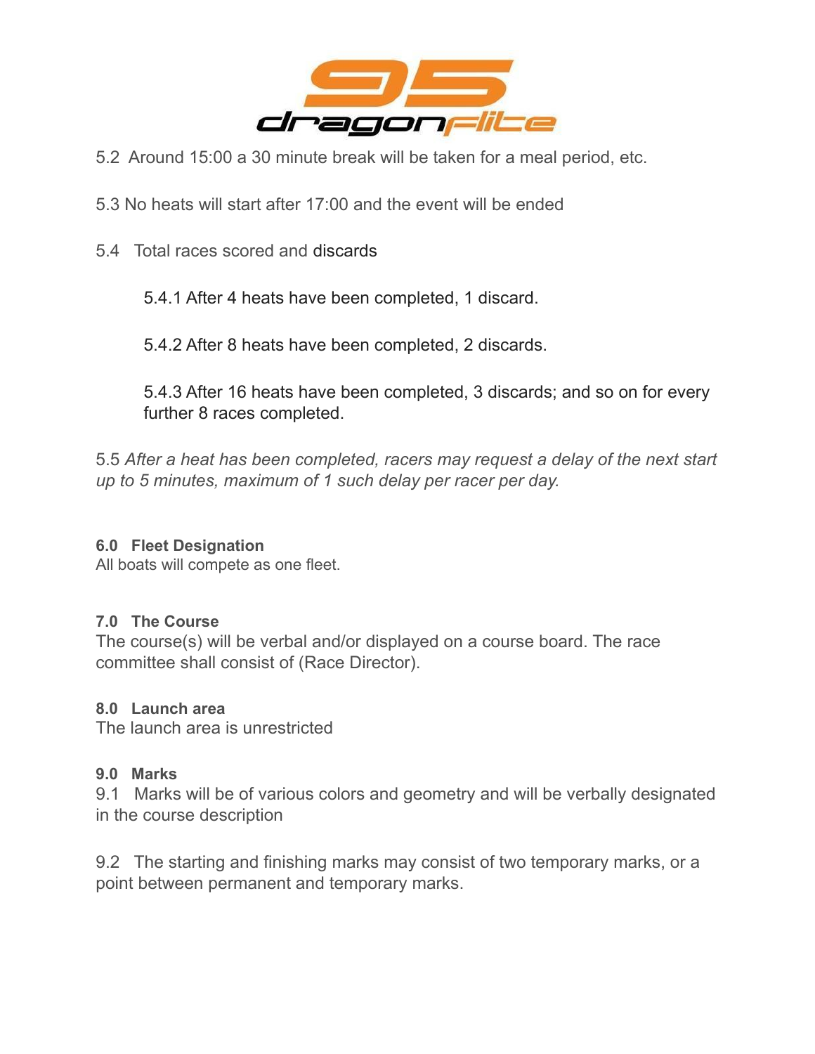5.2 Around 15:00 a 30 minute break will be taken for a meal period, etc.

5.3 No heats will start after 17:00 and the event will be ended

5.4 Total races scored and discards

> 5.4.1 After 4 heats have been completed, 1 discard.
>
> 5.4.2 After 8 heats have been completed, 2 discards.
>
> 5.4.3 After 16 heats have been completed, 3 discards; and so on for every further 8 races completed.

5.5 *After a heat has been completed, racers may request a delay of the next start up to 5 minutes, maximum of 1 such delay per racer per day.*

**6.0 Fleet Designation**

All boats will compete as one fleet.

**7.0 The Course**

The course(s) will be verbal and/or displayed on a course board. The race committee shall consist of (Race Director).

**8.0 Launch area**

The launch area is unrestricted

**9.0 Marks**

9.1 Marks will be of various colors and geometry and will be verbally designated in the course description

9.2 The starting and finishing marks may consist of two temporary marks, or a point between permanent and temporary marks.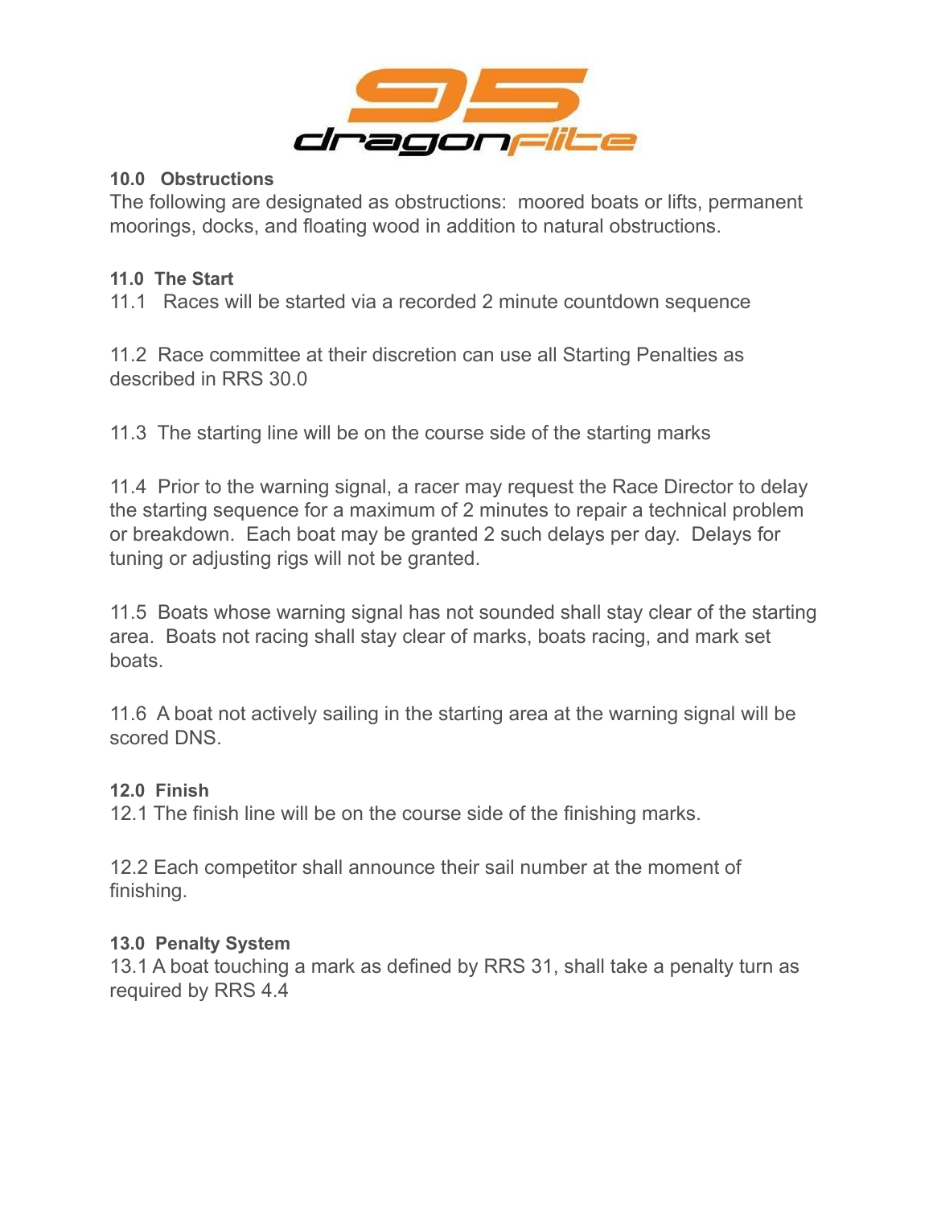### 10.0 Obstructions

The following are designated as obstructions: moored boats or lifts, permanent moorings, docks, and floating wood in addition to natural obstructions.

### 11.0 The Start

11.1 Races will be started via a recorded 2 minute countdown sequence

11.2 Race committee at their discretion can use all Starting Penalties as described in RRS 30.0

11.3 The starting line will be on the course side of the starting marks

11.4 Prior to the warning signal, a racer may request the Race Director to delay the starting sequence for a maximum of 2 minutes to repair a technical problem or breakdown. Each boat may be granted 2 such delays per day. Delays for tuning or adjusting rigs will not be granted.

11.5 Boats whose warning signal has not sounded shall stay clear of the starting area. Boats not racing shall stay clear of marks, boats racing, and mark set boats.

11.6 A boat not actively sailing in the starting area at the warning signal will be scored DNS.

### 12.0 Finish

12.1 The finish line will be on the course side of the finishing marks.

12.2 Each competitor shall announce their sail number at the moment of finishing.

### 13.0 Penalty System

13.1 A boat touching a mark as defined by RRS 31, shall take a penalty turn as required by RRS 4.4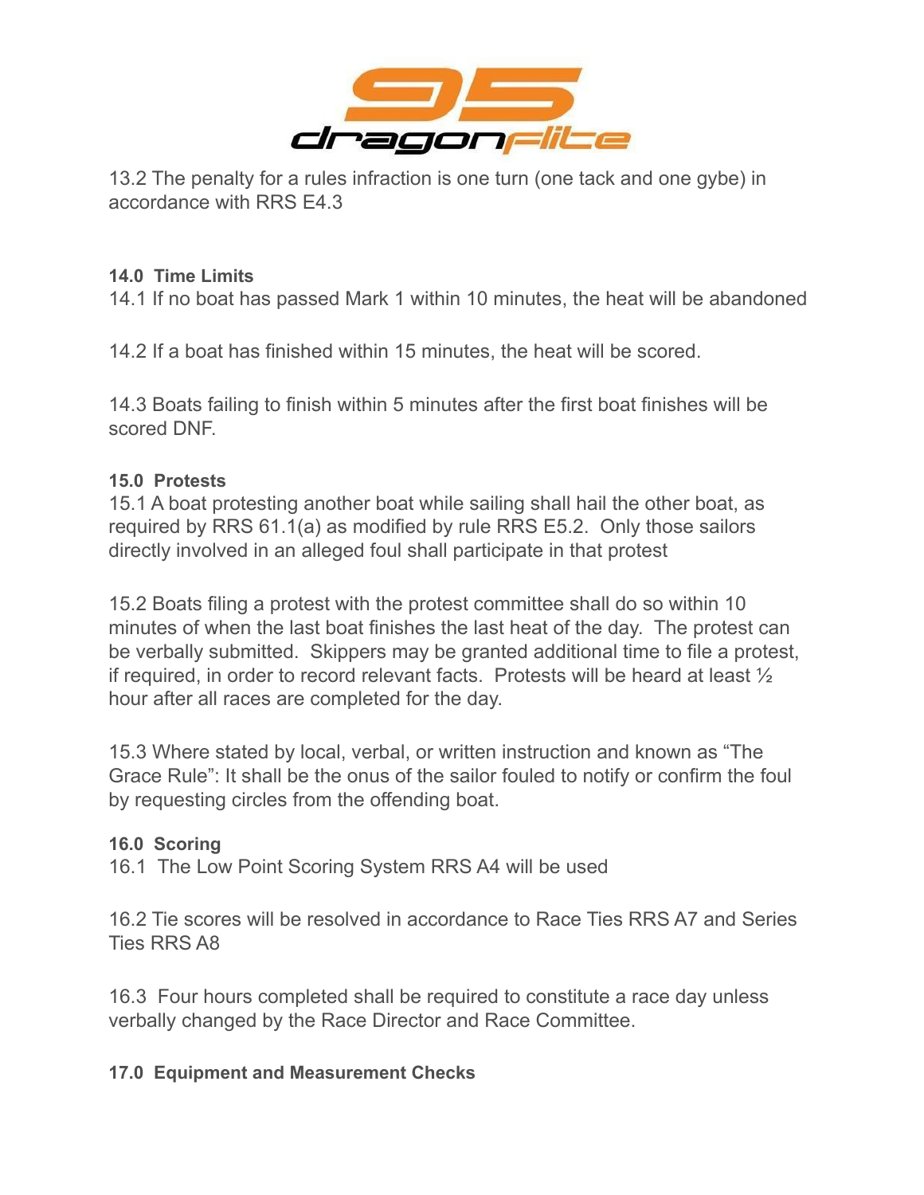13.2 The penalty for a rules infraction is one turn (one tack and one gybe) in accordance with RRS E4.3

**14.0 Time Limits**

14.1 If no boat has passed Mark 1 within 10 minutes, the heat will be abandoned

14.2 If a boat has finished within 15 minutes, the heat will be scored.

14.3 Boats failing to finish within 5 minutes after the first boat finishes will be scored DNF.

**15.0 Protests**

15.1 A boat protesting another boat while sailing shall hail the other boat, as required by RRS 61.1(a) as modified by rule RRS E5.2. Only those sailors directly involved in an alleged foul shall participate in that protest

15.2 Boats filing a protest with the protest committee shall do so within 10 minutes of when the last boat finishes the last heat of the day. The protest can be verbally submitted. Skippers may be granted additional time to file a protest, if required, in order to record relevant facts. Protests will be heard at least ½ hour after all races are completed for the day.

15.3 Where stated by local, verbal, or written instruction and known as “The Grace Rule”: It shall be the onus of the sailor fouled to notify or confirm the foul by requesting circles from the offending boat.

**16.0 Scoring**

16.1 The Low Point Scoring System RRS A4 will be used

16.2 Tie scores will be resolved in accordance to Race Ties RRS A7 and Series Ties RRS A8

16.3 Four hours completed shall be required to constitute a race day unless verbally changed by the Race Director and Race Committee.

**17.0 Equipment and Measurement Checks**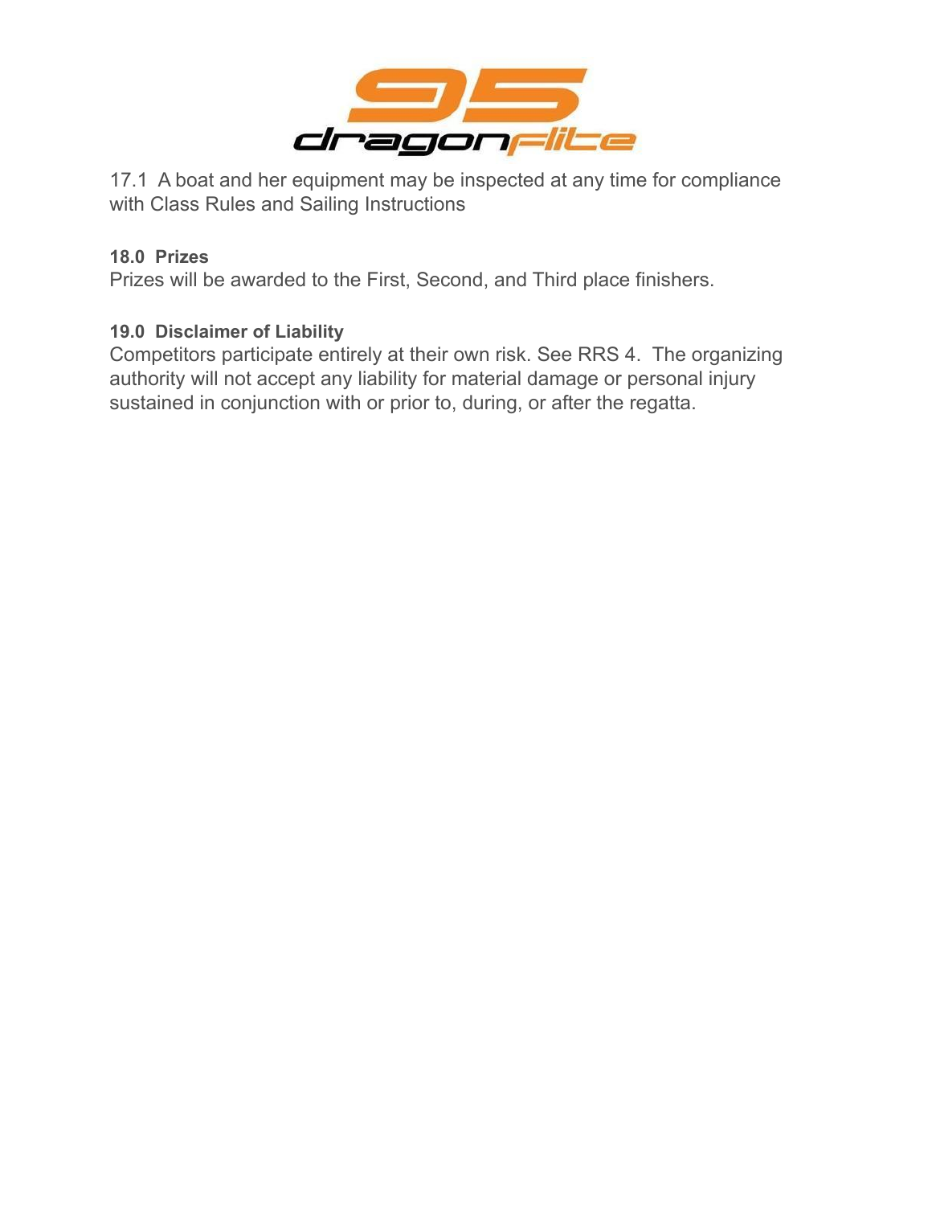17.1 A boat and her equipment may be inspected at any time for compliance with Class Rules and Sailing Instructions

**18.0 Prizes**

Prizes will be awarded to the First, Second, and Third place finishers.

**19.0 Disclaimer of Liability**

Competitors participate entirely at their own risk. See RRS 4. The organizing authority will not accept any liability for material damage or personal injury sustained in conjunction with or prior to, during, or after the regatta.